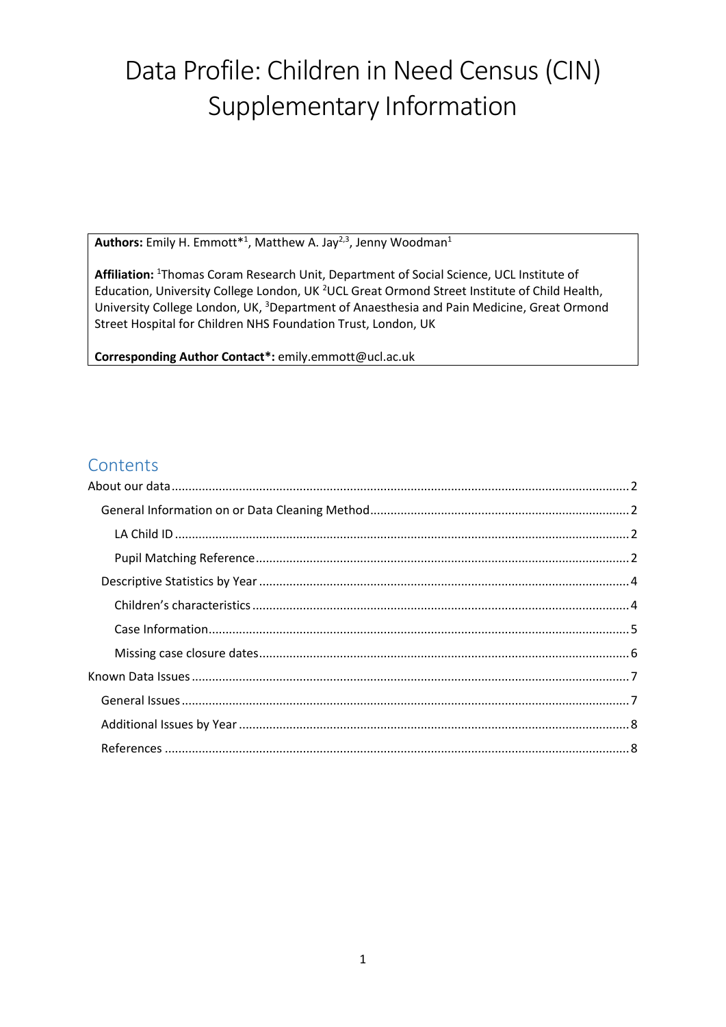# Data Profile: Children in Need Census (CIN) Supplementary Information

**Authors:** Emily H. Emmott*[1], Matthew A. Jay[2,3], Jenny Woodman[1]

**Affiliation:** [1]Thomas Coram Research Unit, Department of Social Science, UCL Institute of Education, University College London, UK [2]UCL Great Ormond Street Institute of Child Health, University College London, UK, [3]Department of Anaesthesia and Pain Medicine, Great Ormond Street Hospital for Children NHS Foundation Trust, London, UK

**Corresponding Author Contact*:** emily.emmott@ucl.ac.uk

## Contents

- About our data ........ 2
  - General Information on or Data Cleaning Method ........ 2
    - LA Child ID ........ 2
    - Pupil Matching Reference ........ 2
  - Descriptive Statistics by Year ........ 4
    - Children's characteristics ........ 4
    - Case Information ........ 5
    - Missing case closure dates ........ 6
- Known Data Issues ........ 7
  - General Issues ........ 7
  - Additional Issues by Year ........ 8
  - References ........ 8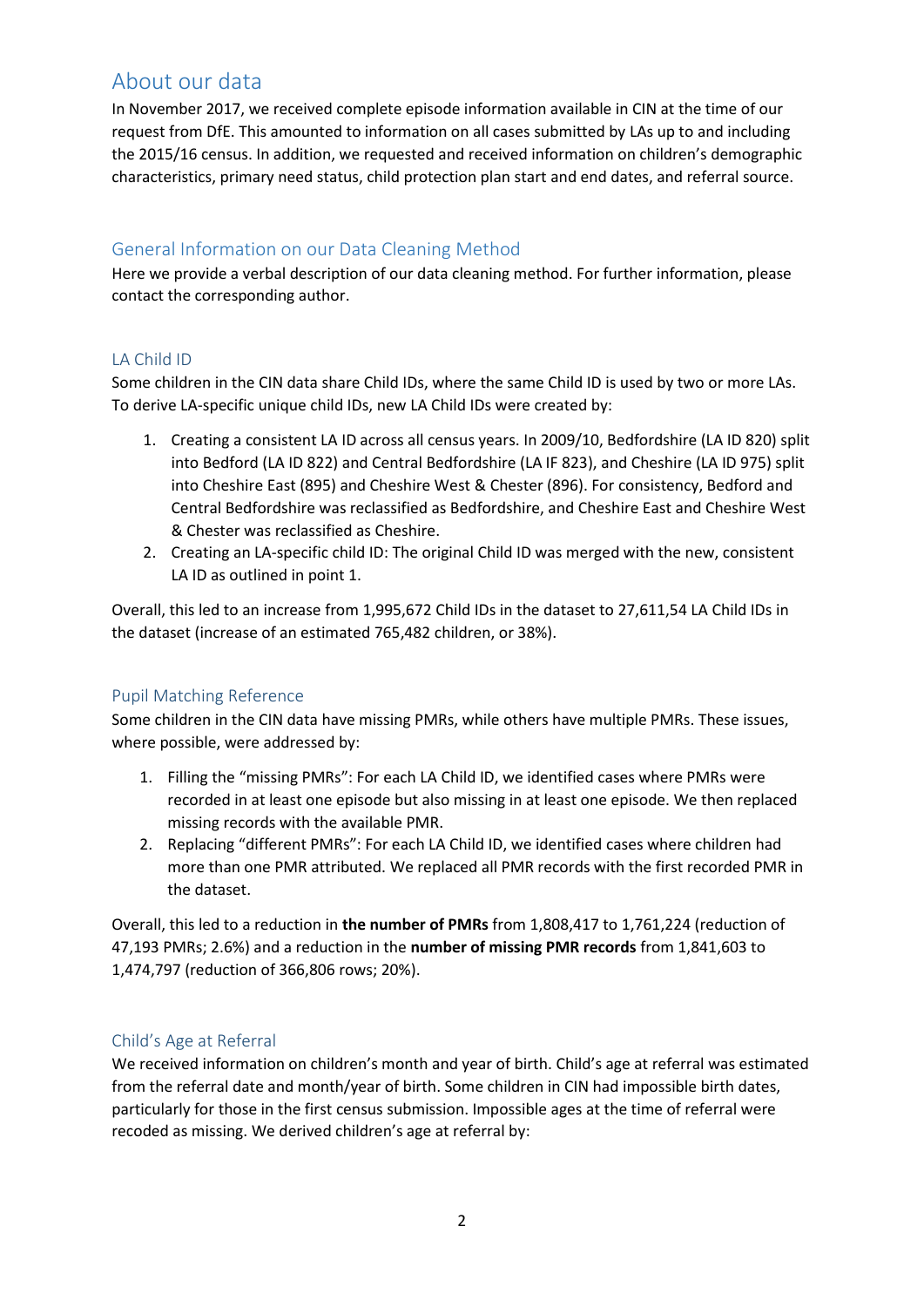## About our data

In November 2017, we received complete episode information available in CIN at the time of our request from DfE. This amounted to information on all cases submitted by LAs up to and including the 2015/16 census. In addition, we requested and received information on children's demographic characteristics, primary need status, child protection plan start and end dates, and referral source.

### General Information on our Data Cleaning Method

Here we provide a verbal description of our data cleaning method. For further information, please contact the corresponding author.

### LA Child ID

Some children in the CIN data share Child IDs, where the same Child ID is used by two or more LAs. To derive LA-specific unique child IDs, new LA Child IDs were created by:

1. Creating a consistent LA ID across all census years. In 2009/10, Bedfordshire (LA ID 820) split into Bedford (LA ID 822) and Central Bedfordshire (LA IF 823), and Cheshire (LA ID 975) split into Cheshire East (895) and Cheshire West & Chester (896). For consistency, Bedford and Central Bedfordshire was reclassified as Bedfordshire, and Cheshire East and Cheshire West & Chester was reclassified as Cheshire.
2. Creating an LA-specific child ID: The original Child ID was merged with the new, consistent LA ID as outlined in point 1.

Overall, this led to an increase from 1,995,672 Child IDs in the dataset to 27,611,54 LA Child IDs in the dataset (increase of an estimated 765,482 children, or 38%).

### Pupil Matching Reference

Some children in the CIN data have missing PMRs, while others have multiple PMRs. These issues, where possible, were addressed by:

1. Filling the "missing PMRs": For each LA Child ID, we identified cases where PMRs were recorded in at least one episode but also missing in at least one episode. We then replaced missing records with the available PMR.
2. Replacing "different PMRs": For each LA Child ID, we identified cases where children had more than one PMR attributed. We replaced all PMR records with the first recorded PMR in the dataset.

Overall, this led to a reduction in **the number of PMRs** from 1,808,417 to 1,761,224 (reduction of 47,193 PMRs; 2.6%) and a reduction in the **number of missing PMR records** from 1,841,603 to 1,474,797 (reduction of 366,806 rows; 20%).

### Child's Age at Referral

We received information on children's month and year of birth. Child's age at referral was estimated from the referral date and month/year of birth. Some children in CIN had impossible birth dates, particularly for those in the first census submission. Impossible ages at the time of referral were recoded as missing. We derived children's age at referral by: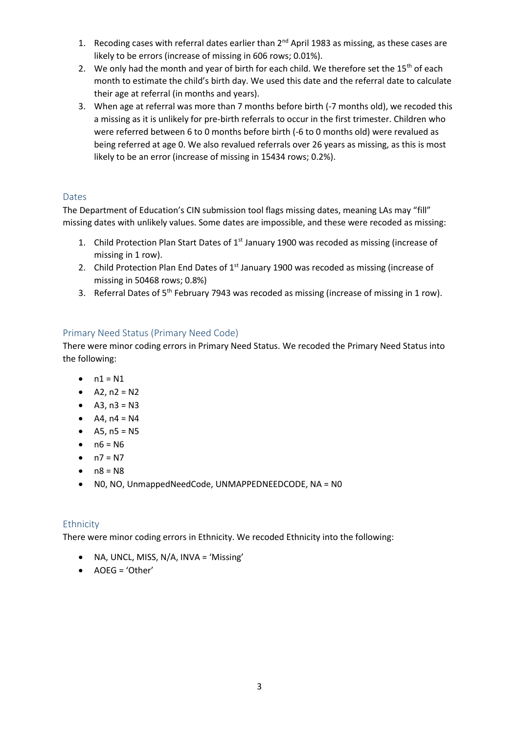1. Recoding cases with referral dates earlier than 2nd April 1983 as missing, as these cases are likely to be errors (increase of missing in 606 rows; 0.01%).
2. We only had the month and year of birth for each child. We therefore set the 15th of each month to estimate the child's birth day. We used this date and the referral date to calculate their age at referral (in months and years).
3. When age at referral was more than 7 months before birth (-7 months old), we recoded this a missing as it is unlikely for pre-birth referrals to occur in the first trimester. Children who were referred between 6 to 0 months before birth (-6 to 0 months old) were revalued as being referred at age 0. We also revalued referrals over 26 years as missing, as this is most likely to be an error (increase of missing in 15434 rows; 0.2%).

## Dates

The Department of Education's CIN submission tool flags missing dates, meaning LAs may "fill" missing dates with unlikely values. Some dates are impossible, and these were recoded as missing:

1. Child Protection Plan Start Dates of 1st January 1900 was recoded as missing (increase of missing in 1 row).
2. Child Protection Plan End Dates of 1st January 1900 was recoded as missing (increase of missing in 50468 rows; 0.8%)
3. Referral Dates of 5th February 7943 was recoded as missing (increase of missing in 1 row).

## Primary Need Status (Primary Need Code)

There were minor coding errors in Primary Need Status. We recoded the Primary Need Status into the following:

- n1 = N1
- A2, n2 = N2
- A3, n3 = N3
- A4, n4 = N4
- A5, n5 = N5
- n6 = N6
- n7 = N7
- n8 = N8
- N0, NO, UnmappedNeedCode, UNMAPPEDNEEDCODE, NA = N0

## Ethnicity

There were minor coding errors in Ethnicity. We recoded Ethnicity into the following:

- NA, UNCL, MISS, N/A, INVA = 'Missing'
- AOEG = 'Other'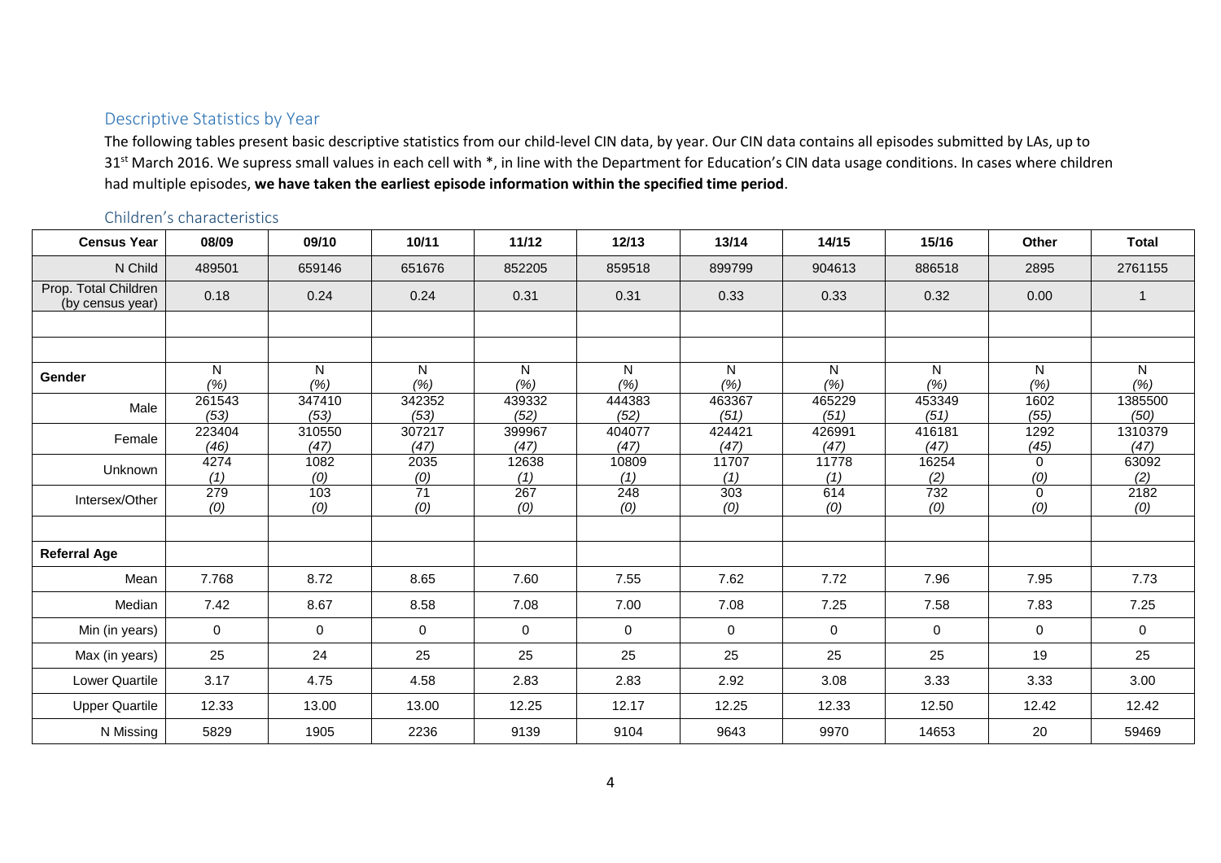## Descriptive Statistics by Year

The following tables present basic descriptive statistics from our child-level CIN data, by year. Our CIN data contains all episodes submitted by LAs, up to 31st March 2016. We supress small values in each cell with *, in line with the Department for Education's CIN data usage conditions. In cases where children had multiple episodes, **we have taken the earliest episode information within the specified time period**.

### Children's characteristics

| Census Year | 08/09 | 09/10 | 10/11 | 11/12 | 12/13 | 13/14 | 14/15 | 15/16 | Other | Total |
|---|---|---|---|---|---|---|---|---|---|---|
| N Child | 489501 | 659146 | 651676 | 852205 | 859518 | 899799 | 904613 | 886518 | 2895 | 2761155 |
| Prop. Total Children (by census year) | 0.18 | 0.24 | 0.24 | 0.31 | 0.31 | 0.33 | 0.33 | 0.32 | 0.00 | 1 |
| | | | | | | | | | | |
| | | | | | | | | | | |
| **Gender** | N *(%)* | N *(%)* | N *(%)* | N *(%)* | N *(%)* | N *(%)* | N *(%)* | N *(%)* | N *(%)* | N *(%)* |
| Male | 261543 *(53)* | 347410 *(53)* | 342352 *(53)* | 439332 *(52)* | 444383 *(52)* | 463367 *(51)* | 465229 *(51)* | 453349 *(51)* | 1602 *(55)* | 1385500 *(50)* |
| Female | 223404 *(46)* | 310550 *(47)* | 307217 *(47)* | 399967 *(47)* | 404077 *(47)* | 424421 *(47)* | 426991 *(47)* | 416181 *(47)* | 1292 *(45)* | 1310379 *(47)* |
| Unknown | 4274 *(1)* | 1082 *(0)* | 2035 *(0)* | 12638 *(1)* | 10809 *(1)* | 11707 *(1)* | 11778 *(1)* | 16254 *(2)* | 0 *(0)* | 63092 *(2)* |
| Intersex/Other | 279 *(0)* | 103 *(0)* | 71 *(0)* | 267 *(0)* | 248 *(0)* | 303 *(0)* | 614 *(0)* | 732 *(0)* | 0 *(0)* | 2182 *(0)* |
| | | | | | | | | | | |
| **Referral Age** | | | | | | | | | | |
| Mean | 7.768 | 8.72 | 8.65 | 7.60 | 7.55 | 7.62 | 7.72 | 7.96 | 7.95 | 7.73 |
| Median | 7.42 | 8.67 | 8.58 | 7.08 | 7.00 | 7.08 | 7.25 | 7.58 | 7.83 | 7.25 |
| Min (in years) | 0 | 0 | 0 | 0 | 0 | 0 | 0 | 0 | 0 | 0 |
| Max (in years) | 25 | 24 | 25 | 25 | 25 | 25 | 25 | 25 | 19 | 25 |
| Lower Quartile | 3.17 | 4.75 | 4.58 | 2.83 | 2.83 | 2.92 | 3.08 | 3.33 | 3.33 | 3.00 |
| Upper Quartile | 12.33 | 13.00 | 13.00 | 12.25 | 12.17 | 12.25 | 12.33 | 12.50 | 12.42 | 12.42 |
| N Missing | 5829 | 1905 | 2236 | 9139 | 9104 | 9643 | 9970 | 14653 | 20 | 59469 |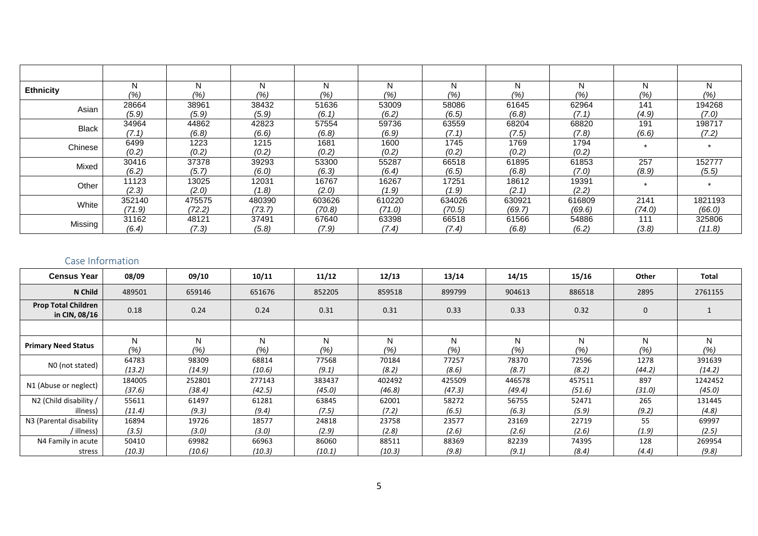| | | | | | | | | | | |
|---|---|---|---|---|---|---|---|---|---|---|
| **Ethnicity** | N<br>*(%)* | N<br>*(%)* | N<br>*(%)* | N<br>*(%)* | N<br>*(%)* | N<br>*(%)* | N<br>*(%)* | N<br>*(%)* | N<br>*(%)* | N<br>*(%)* |
| Asian | 28664<br>*(5.9)* | 38961<br>*(5.9)* | 38432<br>*(5.9)* | 51636<br>*(6.1)* | 53009<br>*(6.2)* | 58086<br>*(6.5)* | 61645<br>*(6.8)* | 62964<br>*(7.1)* | 141<br>*(4.9)* | 194268<br>*(7.0)* |
| Black | 34964<br>*(7.1)* | 44862<br>*(6.8)* | 42823<br>*(6.6)* | 57554<br>*(6.8)* | 59736<br>*(6.9)* | 63559<br>*(7.1)* | 68204<br>*(7.5)* | 68820<br>*(7.8)* | 191<br>*(6.6)* | 198717<br>*(7.2)* |
| Chinese | 6499<br>*(0.2)* | 1223<br>*(0.2)* | 1215<br>*(0.2)* | 1681<br>*(0.2)* | 1600<br>*(0.2)* | 1745<br>*(0.2)* | 1769<br>*(0.2)* | 1794<br>*(0.2)* | * | * |
| Mixed | 30416<br>*(6.2)* | 37378<br>*(5.7)* | 39293<br>*(6.0)* | 53300<br>*(6.3)* | 55287<br>*(6.4)* | 66518<br>*(6.5)* | 61895<br>*(6.8)* | 61853<br>*(7.0)* | 257<br>*(8.9)* | 152777<br>*(5.5)* |
| Other | 11123<br>*(2.3)* | 13025<br>*(2.0)* | 12031<br>*(1.8)* | 16767<br>*(2.0)* | 16267<br>*(1.9)* | 17251<br>*(1.9)* | 18612<br>*(2.1)* | 19391<br>*(2.2)* | * | * |
| White | 352140<br>*(71.9)* | 475575<br>*(72.2)* | 480390<br>*(73.7)* | 603626<br>*(70.8)* | 610220<br>*(71.0)* | 634026<br>*(70.5)* | 630921<br>*(69.7)* | 616809<br>*(69.6)* | 2141<br>*(74.0)* | 1821193<br>*(66.0)* |
| Missing | 31162<br>*(6.4)* | 48121<br>*(7.3)* | 37491<br>*(5.8)* | 67640<br>*(7.9)* | 63398<br>*(7.4)* | 66518<br>*(7.4)* | 61566<br>*(6.8)* | 54886<br>*(6.2)* | 111<br>*(3.8)* | 325806<br>*(11.8)* |

## Case Information

| **Census Year** | **08/09** | **09/10** | **10/11** | **11/12** | **12/13** | **13/14** | **14/15** | **15/16** | **Other** | **Total** |
|---|---|---|---|---|---|---|---|---|---|---|
| **N Child** | 489501 | 659146 | 651676 | 852205 | 859518 | 899799 | 904613 | 886518 | 2895 | 2761155 |
| **Prop Total Children in CIN, 08/16** | 0.18 | 0.24 | 0.24 | 0.31 | 0.31 | 0.33 | 0.33 | 0.32 | 0 | 1 |
| | | | | | | | | | | |
| **Primary Need Status** | N<br>*(%)* | N<br>*(%)* | N<br>*(%)* | N<br>*(%)* | N<br>*(%)* | N<br>*(%)* | N<br>*(%)* | N<br>*(%)* | N<br>*(%)* | N<br>*(%)* |
| N0 (not stated) | 64783<br>*(13.2)* | 98309<br>*(14.9)* | 68814<br>*(10.6)* | 77568<br>*(9.1)* | 70184<br>*(8.2)* | 77257<br>*(8.6)* | 78370<br>*(8.7)* | 72596<br>*(8.2)* | 1278<br>*(44.2)* | 391639<br>*(14.2)* |
| N1 (Abuse or neglect) | 184005<br>*(37.6)* | 252801<br>*(38.4)* | 277143<br>*(42.5)* | 383437<br>*(45.0)* | 402492<br>*(46.8)* | 425509<br>*(47.3)* | 446578<br>*(49.4)* | 457511<br>*(51.6)* | 897<br>*(31.0)* | 1242452<br>*(45.0)* |
| N2 (Child disability / illness) | 55611<br>*(11.4)* | 61497<br>*(9.3)* | 61281<br>*(9.4)* | 63845<br>*(7.5)* | 62001<br>*(7.2)* | 58272<br>*(6.5)* | 56755<br>*(6.3)* | 52471<br>*(5.9)* | 265<br>*(9.2)* | 131445<br>*(4.8)* |
| N3 (Parental disability / illness) | 16894<br>*(3.5)* | 19726<br>*(3.0)* | 18577<br>*(3.0)* | 24818<br>*(2.9)* | 23758<br>*(2.8)* | 23577<br>*(2.6)* | 23169<br>*(2.6)* | 22719<br>*(2.6)* | 55<br>*(1.9)* | 69997<br>*(2.5)* |
| N4 Family in acute stress | 50410<br>*(10.3)* | 69982<br>*(10.6)* | 66963<br>*(10.3)* | 86060<br>*(10.1)* | 88511<br>*(10.3)* | 88369<br>*(9.8)* | 82239<br>*(9.1)* | 74395<br>*(8.4)* | 128<br>*(4.4)* | 269954<br>*(9.8)* |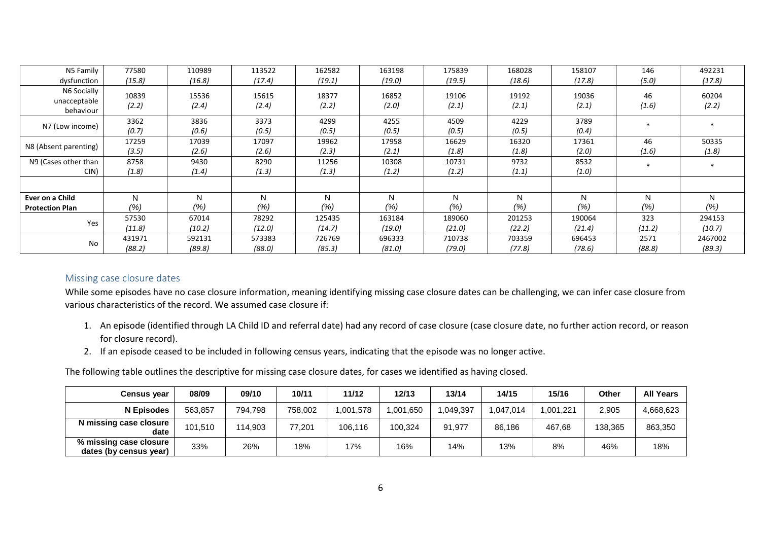| | | | | | | | | | | |
|---|---|---|---|---|---|---|---|---|---|---|
| N5 Family dysfunction | 77580 *(15.8)* | 110989 *(16.8)* | 113522 *(17.4)* | 162582 *(19.1)* | 163198 *(19.0)* | 175839 *(19.5)* | 168028 *(18.6)* | 158107 *(17.8)* | 146 *(5.0)* | 492231 *(17.8)* |
| N6 Socially unacceptable behaviour | 10839 *(2.2)* | 15536 *(2.4)* | 15615 *(2.4)* | 18377 *(2.2)* | 16852 *(2.0)* | 19106 *(2.1)* | 19192 *(2.1)* | 19036 *(2.1)* | 46 *(1.6)* | 60204 *(2.2)* |
| N7 (Low income) | 3362 *(0.7)* | 3836 *(0.6)* | 3373 *(0.5)* | 4299 *(0.5)* | 4255 *(0.5)* | 4509 *(0.5)* | 4229 *(0.5)* | 3789 *(0.4)* | * | * |
| N8 (Absent parenting) | 17259 *(3.5)* | 17039 *(2.6)* | 17097 *(2.6)* | 19962 *(2.3)* | 17958 *(2.1)* | 16629 *(1.8)* | 16320 *(1.8)* | 17361 *(2.0)* | 46 *(1.6)* | 50335 *(1.8)* |
| N9 (Cases other than CIN) | 8758 *(1.8)* | 9430 *(1.4)* | 8290 *(1.3)* | 11256 *(1.3)* | 10308 *(1.2)* | 10731 *(1.2)* | 9732 *(1.1)* | 8532 *(1.0)* | * | * |
| | | | | | | | | | | |
| **Ever on a Child Protection Plan** | N *(%)* | N *(%)* | N *(%)* | N *(%)* | N *(%)* | N *(%)* | N *(%)* | N *(%)* | N *(%)* | N *(%)* |
| Yes | 57530 *(11.8)* | 67014 *(10.2)* | 78292 *(12.0)* | 125435 *(14.7)* | 163184 *(19.0)* | 189060 *(21.0)* | 201253 *(22.2)* | 190064 *(21.4)* | 323 *(11.2)* | 294153 *(10.7)* |
| No | 431971 *(88.2)* | 592131 *(89.8)* | 573383 *(88.0)* | 726769 *(85.3)* | 696333 *(81.0)* | 710738 *(79.0)* | 703359 *(77.8)* | 696453 *(78.6)* | 2571 *(88.8)* | 2467002 *(89.3)* |

## Missing case closure dates

While some episodes have no case closure information, meaning identifying missing case closure dates can be challenging, we can infer case closure from various characteristics of the record. We assumed case closure if:

1. An episode (identified through LA Child ID and referral date) had any record of case closure (case closure date, no further action record, or reason for closure record).
2. If an episode ceased to be included in following census years, indicating that the episode was no longer active.

The following table outlines the descriptive for missing case closure dates, for cases we identified as having closed.

| Census year | 08/09 | 09/10 | 10/11 | 11/12 | 12/13 | 13/14 | 14/15 | 15/16 | Other | All Years |
|---|---|---|---|---|---|---|---|---|---|---|
| N Episodes | 563,857 | 794,798 | 758,002 | 1,001,578 | 1,001,650 | 1,049,397 | 1,047,014 | 1,001,221 | 2,905 | 4,668,623 |
| N missing case closure date | 101,510 | 114,903 | 77,201 | 106,116 | 100,324 | 91,977 | 86,186 | 467,68 | 138,365 | 863,350 |
| % missing case closure dates (by census year) | 33% | 26% | 18% | 17% | 16% | 14% | 13% | 8% | 46% | 18% |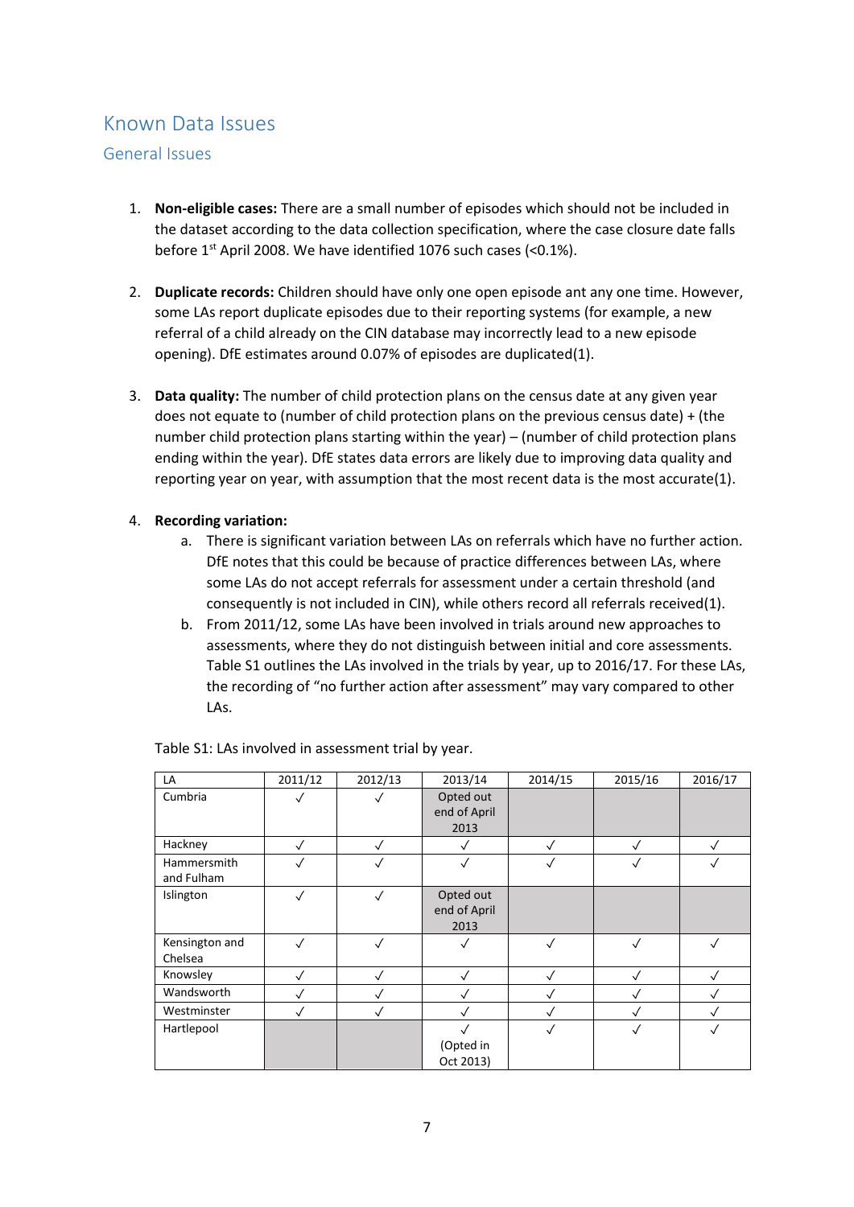# Known Data Issues

## General Issues

1. **Non-eligible cases:** There are a small number of episodes which should not be included in the dataset according to the data collection specification, where the case closure date falls before 1st April 2008. We have identified 1076 such cases (<0.1%).

2. **Duplicate records:** Children should have only one open episode ant any one time. However, some LAs report duplicate episodes due to their reporting systems (for example, a new referral of a child already on the CIN database may incorrectly lead to a new episode opening). DfE estimates around 0.07% of episodes are duplicated(1).

3. **Data quality:** The number of child protection plans on the census date at any given year does not equate to (number of child protection plans on the previous census date) + (the number child protection plans starting within the year) – (number of child protection plans ending within the year). DfE states data errors are likely due to improving data quality and reporting year on year, with assumption that the most recent data is the most accurate(1).

4. **Recording variation:**
   a. There is significant variation between LAs on referrals which have no further action. DfE notes that this could be because of practice differences between LAs, where some LAs do not accept referrals for assessment under a certain threshold (and consequently is not included in CIN), while others record all referrals received(1).
   b. From 2011/12, some LAs have been involved in trials around new approaches to assessments, where they do not distinguish between initial and core assessments. Table S1 outlines the LAs involved in the trials by year, up to 2016/17. For these LAs, the recording of "no further action after assessment" may vary compared to other LAs.

Table S1: LAs involved in assessment trial by year.

| LA | 2011/12 | 2012/13 | 2013/14 | 2014/15 | 2015/16 | 2016/17 |
|---|---|---|---|---|---|---|
| Cumbria | ✓ | ✓ | Opted out end of April 2013 | | | |
| Hackney | ✓ | ✓ | ✓ | ✓ | ✓ | ✓ |
| Hammersmith and Fulham | ✓ | ✓ | ✓ | ✓ | ✓ | ✓ |
| Islington | ✓ | ✓ | Opted out end of April 2013 | | | |
| Kensington and Chelsea | ✓ | ✓ | ✓ | ✓ | ✓ | ✓ |
| Knowsley | ✓ | ✓ | ✓ | ✓ | ✓ | ✓ |
| Wandsworth | ✓ | ✓ | ✓ | ✓ | ✓ | ✓ |
| Westminster | ✓ | ✓ | ✓ | ✓ | ✓ | ✓ |
| Hartlepool | | | ✓ (Opted in Oct 2013) | ✓ | ✓ | ✓ |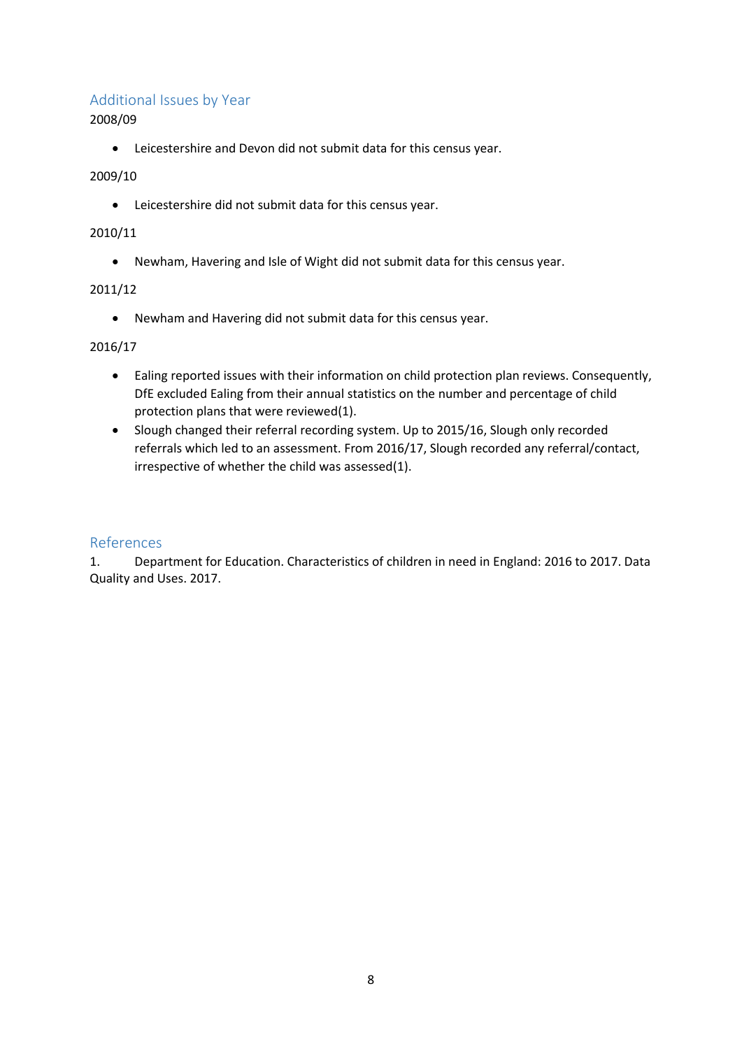## Additional Issues by Year

2008/09

- Leicestershire and Devon did not submit data for this census year.

2009/10

- Leicestershire did not submit data for this census year.

2010/11

- Newham, Havering and Isle of Wight did not submit data for this census year.

2011/12

- Newham and Havering did not submit data for this census year.

2016/17

- Ealing reported issues with their information on child protection plan reviews. Consequently, DfE excluded Ealing from their annual statistics on the number and percentage of child protection plans that were reviewed(1).
- Slough changed their referral recording system. Up to 2015/16, Slough only recorded referrals which led to an assessment. From 2016/17, Slough recorded any referral/contact, irrespective of whether the child was assessed(1).

## References

1. Department for Education. Characteristics of children in need in England: 2016 to 2017. Data Quality and Uses. 2017.